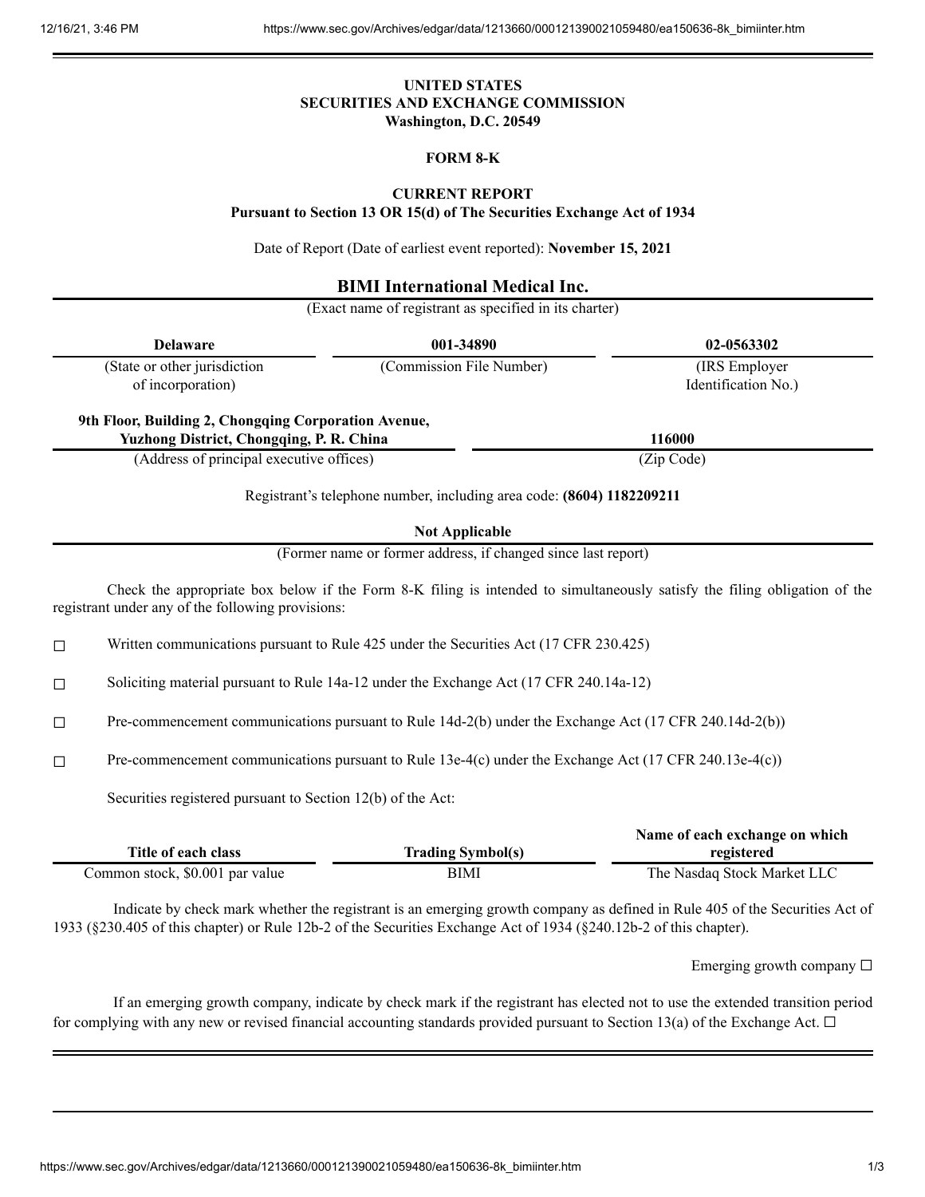**UNITED STATES**
**SECURITIES AND EXCHANGE COMMISSION**
**Washington, D.C. 20549**

**FORM 8-K**

**CURRENT REPORT**
**Pursuant to Section 13 OR 15(d) of The Securities Exchange Act of 1934**

Date of Report (Date of earliest event reported): **November 15, 2021**

**BIMI International Medical Inc.**
(Exact name of registrant as specified in its charter)

| **Delaware** | **001-34890** | **02-0563302** |
|---|---|---|
| (State or other jurisdiction of incorporation) | (Commission File Number) | (IRS Employer Identification No.) |

| **9th Floor, Building 2, Chongqing Corporation Avenue, Yuzhong District, Chongqing, P. R. China** | **116000** |
|---|---|
| (Address of principal executive offices) | (Zip Code) |

Registrant's telephone number, including area code: **(8604) 1182209211**

**Not Applicable**
(Former name or former address, if changed since last report)

Check the appropriate box below if the Form 8-K filing is intended to simultaneously satisfy the filing obligation of the registrant under any of the following provisions:

☐ Written communications pursuant to Rule 425 under the Securities Act (17 CFR 230.425)

☐ Soliciting material pursuant to Rule 14a-12 under the Exchange Act (17 CFR 240.14a-12)

☐ Pre-commencement communications pursuant to Rule 14d-2(b) under the Exchange Act (17 CFR 240.14d-2(b))

☐ Pre-commencement communications pursuant to Rule 13e-4(c) under the Exchange Act (17 CFR 240.13e-4(c))

Securities registered pursuant to Section 12(b) of the Act:

| Title of each class | Trading Symbol(s) | Name of each exchange on which registered |
|---|---|---|
| Common stock, $0.001 par value | BIMI | The Nasdaq Stock Market LLC |

Indicate by check mark whether the registrant is an emerging growth company as defined in Rule 405 of the Securities Act of 1933 (§230.405 of this chapter) or Rule 12b-2 of the Securities Exchange Act of 1934 (§240.12b-2 of this chapter).

Emerging growth company ☐

If an emerging growth company, indicate by check mark if the registrant has elected not to use the extended transition period for complying with any new or revised financial accounting standards provided pursuant to Section 13(a) of the Exchange Act. ☐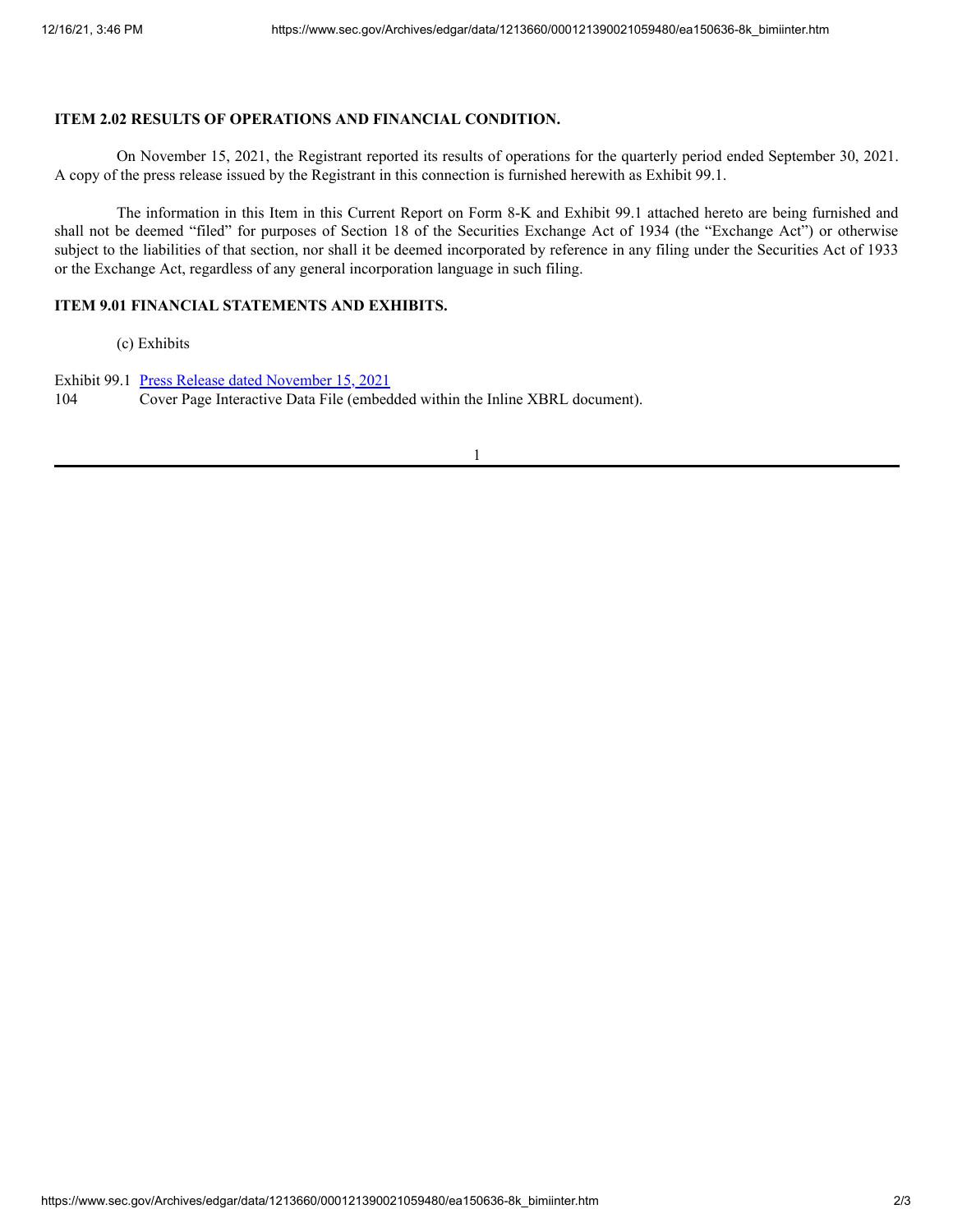**ITEM 2.02 RESULTS OF OPERATIONS AND FINANCIAL CONDITION.**

On November 15, 2021, the Registrant reported its results of operations for the quarterly period ended September 30, 2021. A copy of the press release issued by the Registrant in this connection is furnished herewith as Exhibit 99.1.

The information in this Item in this Current Report on Form 8-K and Exhibit 99.1 attached hereto are being furnished and shall not be deemed "filed" for purposes of Section 18 of the Securities Exchange Act of 1934 (the "Exchange Act") or otherwise subject to the liabilities of that section, nor shall it be deemed incorporated by reference in any filing under the Securities Act of 1933 or the Exchange Act, regardless of any general incorporation language in such filing.

**ITEM 9.01 FINANCIAL STATEMENTS AND EXHIBITS.**

(c) Exhibits

| | |
|---|---|
| Exhibit 99.1 | Press Release dated November 15, 2021 |
| 104 | Cover Page Interactive Data File (embedded within the Inline XBRL document). |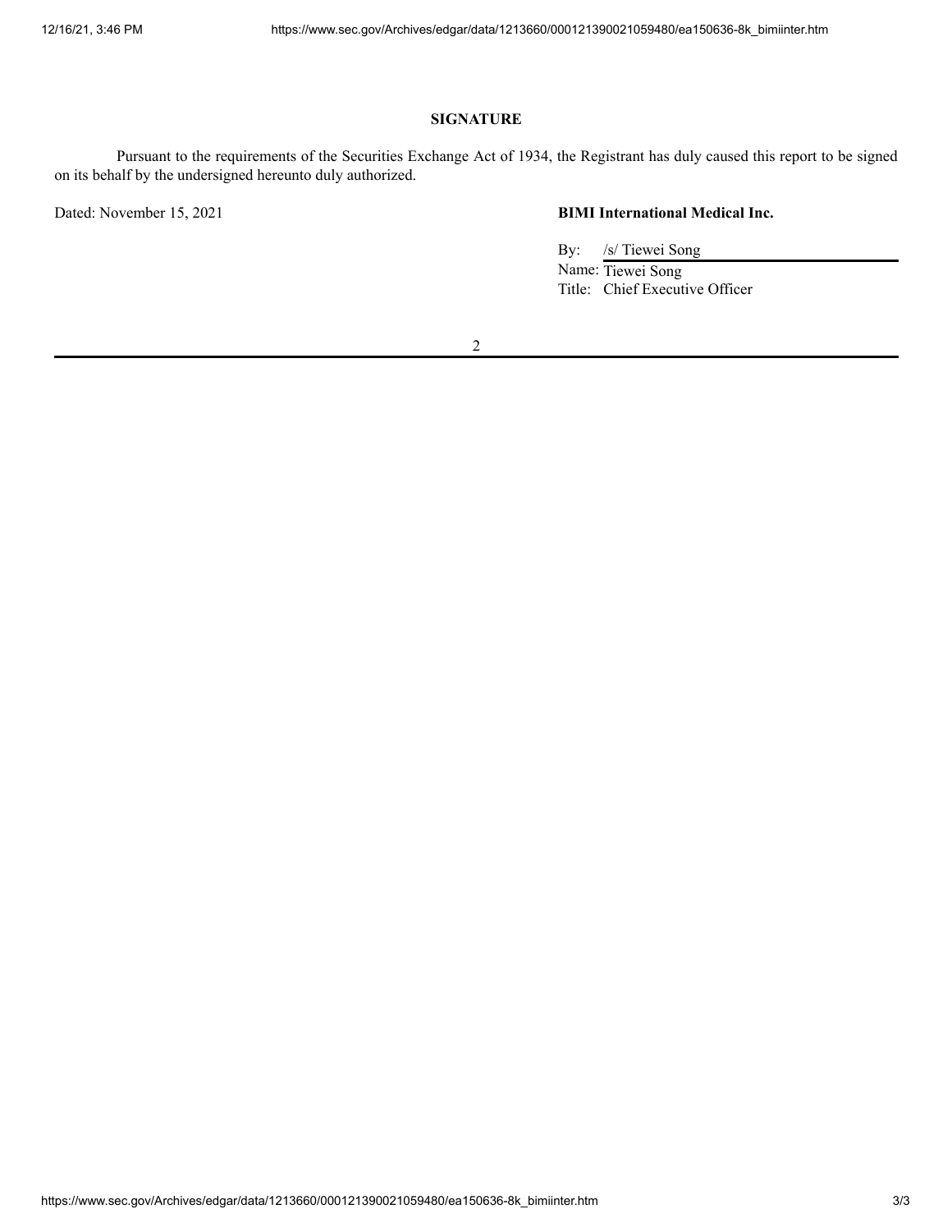**SIGNATURE**

Pursuant to the requirements of the Securities Exchange Act of 1934, the Registrant has duly caused this report to be signed on its behalf by the undersigned hereunto duly authorized.

Dated: November 15, 2021

**BIMI International Medical Inc.**

By: /s/ Tiewei Song

Name: Tiewei Song

Title: Chief Executive Officer